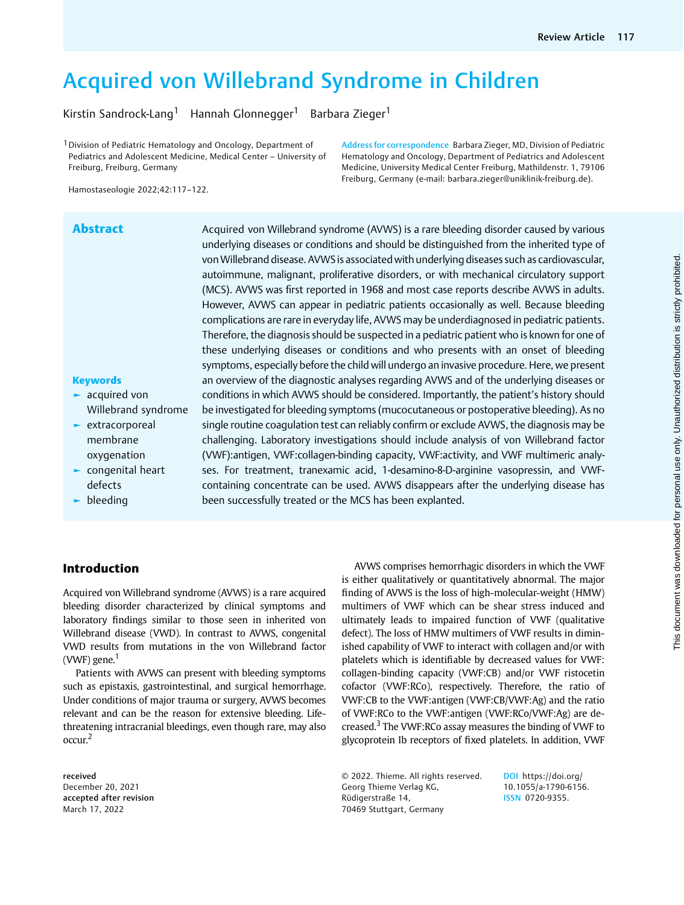# Acquired von Willebrand Syndrome in Children

Kirstin Sandrock-Lang[1] Hannah Glonnegger[1] Barbara Zieger[1]

[1] Division of Pediatric Hematology and Oncology, Department of Pediatrics and Adolescent Medicine, Medical Center – University of Freiburg, Freiburg, Germany

Address for correspondence Barbara Zieger, MD, Division of Pediatric Hematology and Oncology, Department of Pediatrics and Adolescent Medicine, University Medical Center Freiburg, Mathildenstr. 1, 79106 Freiburg, Germany (e-mail: barbara.zieger@uniklinik-freiburg.de).

Hamostaseologie 2022;42:117–122.

## Abstract

Acquired von Willebrand syndrome (AVWS) is a rare bleeding disorder caused by various underlying diseases or conditions and should be distinguished from the inherited type of von Willebrand disease. AVWS is associated with underlying diseases such as cardiovascular, autoimmune, malignant, proliferative disorders, or with mechanical circulatory support (MCS). AVWS was first reported in 1968 and most case reports describe AVWS in adults. However, AVWS can appear in pediatric patients occasionally as well. Because bleeding complications are rare in everyday life, AVWS may be underdiagnosed in pediatric patients. Therefore, the diagnosis should be suspected in a pediatric patient who is known for one of these underlying diseases or conditions and who presents with an onset of bleeding symptoms, especially before the child will undergo an invasive procedure. Here, we present an overview of the diagnostic analyses regarding AVWS and of the underlying diseases or conditions in which AVWS should be considered. Importantly, the patient's history should be investigated for bleeding symptoms (mucocutaneous or postoperative bleeding). As no single routine coagulation test can reliably confirm or exclude AVWS, the diagnosis may be challenging. Laboratory investigations should include analysis of von Willebrand factor (VWF):antigen, VWF:collagen-binding capacity, VWF:activity, and VWF multimeric analyses. For treatment, tranexamic acid, 1-desamino-8-D-arginine vasopressin, and VWF-containing concentrate can be used. AVWS disappears after the underlying disease has been successfully treated or the MCS has been explanted.

**Keywords**

- acquired von Willebrand syndrome
- extracorporeal membrane oxygenation
- congenital heart defects
- bleeding

## Introduction

Acquired von Willebrand syndrome (AVWS) is a rare acquired bleeding disorder characterized by clinical symptoms and laboratory findings similar to those seen in inherited von Willebrand disease (VWD). In contrast to AVWS, congenital VWD results from mutations in the von Willebrand factor (VWF) gene.[1]

Patients with AVWS can present with bleeding symptoms such as epistaxis, gastrointestinal, and surgical hemorrhage. Under conditions of major trauma or surgery, AVWS becomes relevant and can be the reason for extensive bleeding. Life-threatening intracranial bleedings, even though rare, may also occur.[2]

AVWS comprises hemorrhagic disorders in which the VWF is either qualitatively or quantitatively abnormal. The major finding of AVWS is the loss of high-molecular-weight (HMW) multimers of VWF which can be shear stress induced and ultimately leads to impaired function of VWF (qualitative defect). The loss of HMW multimers of VWF results in diminished capability of VWF to interact with collagen and/or with platelets which is identifiable by decreased values for VWF: collagen-binding capacity (VWF:CB) and/or VWF ristocetin cofactor (VWF:RCo), respectively. Therefore, the ratio of VWF:CB to the VWF:antigen (VWF:CB/VWF:Ag) and the ratio of VWF:RCo to the VWF:antigen (VWF:RCo/VWF:Ag) are decreased.[3] The VWF:RCo assay measures the binding of VWF to glycoprotein Ib receptors of fixed platelets. In addition, VWF

received December 20, 2021
accepted after revision March 17, 2022

© 2022. Thieme. All rights reserved. Georg Thieme Verlag KG, Rüdigerstraße 14, 70469 Stuttgart, Germany

DOI https://doi.org/10.1055/a-1790-6156.
ISSN 0720-9355.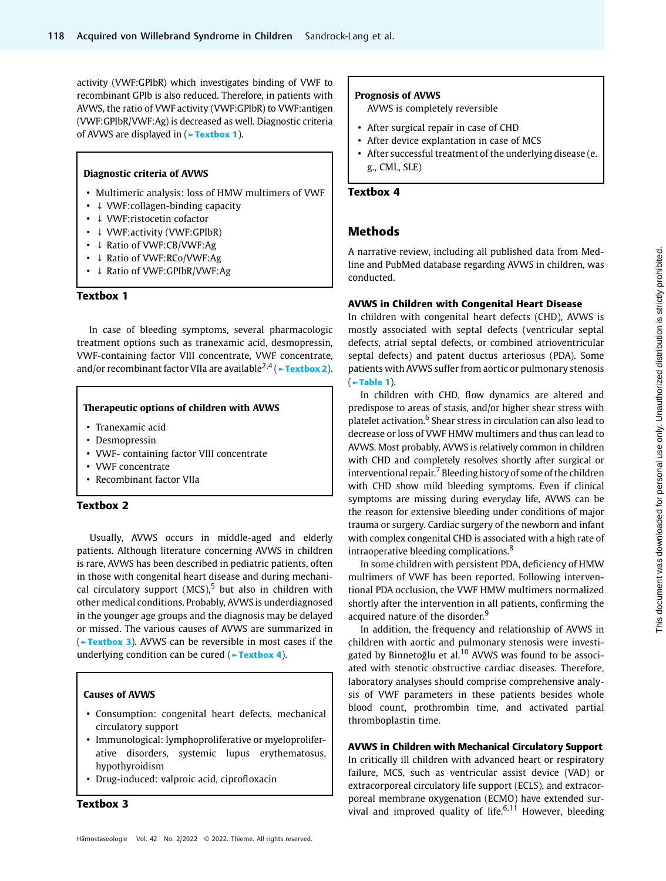activity (VWF:GPIbR) which investigates binding of VWF to recombinant GPIb is also reduced. Therefore, in patients with AVWS, the ratio of VWF activity (VWF:GPIbR) to VWF:antigen (VWF:GPIbR/VWF:Ag) is decreased as well. Diagnostic criteria of AVWS are displayed in (►Textbox 1).

**Diagnostic criteria of AVWS**

- Multimeric analysis: loss of HMW multimers of VWF
- ↓ VWF:collagen-binding capacity
- ↓ VWF:ristocetin cofactor
- ↓ VWF:activity (VWF:GPIbR)
- ↓ Ratio of VWF:CB/VWF:Ag
- ↓ Ratio of VWF:RCo/VWF:Ag
- ↓ Ratio of VWF:GPIbR/VWF:Ag

**Textbox 1**

In case of bleeding symptoms, several pharmacologic treatment options such as tranexamic acid, desmopressin, VWF-containing factor VIII concentrate, VWF concentrate, and/or recombinant factor VIIa are available[2,4] (►Textbox 2).

**Therapeutic options of children with AVWS**

- Tranexamic acid
- Desmopressin
- VWF- containing factor VIII concentrate
- VWF concentrate
- Recombinant factor VIIa

**Textbox 2**

Usually, AVWS occurs in middle-aged and elderly patients. Although literature concerning AVWS in children is rare, AVWS has been described in pediatric patients, often in those with congenital heart disease and during mechanical circulatory support (MCS),[5] but also in children with other medical conditions. Probably, AVWS is underdiagnosed in the younger age groups and the diagnosis may be delayed or missed. The various causes of AVWS are summarized in (►Textbox 3). AVWS can be reversible in most cases if the underlying condition can be cured (►Textbox 4).

**Causes of AVWS**

- Consumption: congenital heart defects, mechanical circulatory support
- Immunological: lymphoproliferative or myeloproliferative disorders, systemic lupus erythematosus, hypothyroidism
- Drug-induced: valproic acid, ciprofloxacin

**Textbox 3**

**Prognosis of AVWS**

AVWS is completely reversible

- After surgical repair in case of CHD
- After device explantation in case of MCS
- After successful treatment of the underlying disease (e.g., CML, SLE)

**Textbox 4**

## Methods

A narrative review, including all published data from Medline and PubMed database regarding AVWS in children, was conducted.

### AVWS in Children with Congenital Heart Disease

In children with congenital heart defects (CHD), AVWS is mostly associated with septal defects (ventricular septal defects, atrial septal defects, or combined atrioventricular septal defects) and patent ductus arteriosus (PDA). Some patients with AVWS suffer from aortic or pulmonary stenosis (►Table 1).

In children with CHD, flow dynamics are altered and predispose to areas of stasis, and/or higher shear stress with platelet activation.[6] Shear stress in circulation can also lead to decrease or loss of VWF HMW multimers and thus can lead to AVWS. Most probably, AVWS is relatively common in children with CHD and completely resolves shortly after surgical or interventional repair.[7] Bleeding history of some of the children with CHD show mild bleeding symptoms. Even if clinical symptoms are missing during everyday life, AVWS can be the reason for extensive bleeding under conditions of major trauma or surgery. Cardiac surgery of the newborn and infant with complex congenital CHD is associated with a high rate of intraoperative bleeding complications.[8]

In some children with persistent PDA, deficiency of HMW multimers of VWF has been reported. Following interventional PDA occlusion, the VWF HMW multimers normalized shortly after the intervention in all patients, confirming the acquired nature of the disorder.[9]

In addition, the frequency and relationship of AVWS in children with aortic and pulmonary stenosis were investigated by Binnetoğlu et al.[10] AVWS was found to be associated with stenotic obstructive cardiac diseases. Therefore, laboratory analyses should comprise comprehensive analysis of VWF parameters in these patients besides whole blood count, prothrombin time, and activated partial thromboplastin time.

### AVWS in Children with Mechanical Circulatory Support

In critically ill children with advanced heart or respiratory failure, MCS, such as ventricular assist device (VAD) or extracorporeal circulatory life support (ECLS), and extracorporeal membrane oxygenation (ECMO) have extended survival and improved quality of life.[6,11] However, bleeding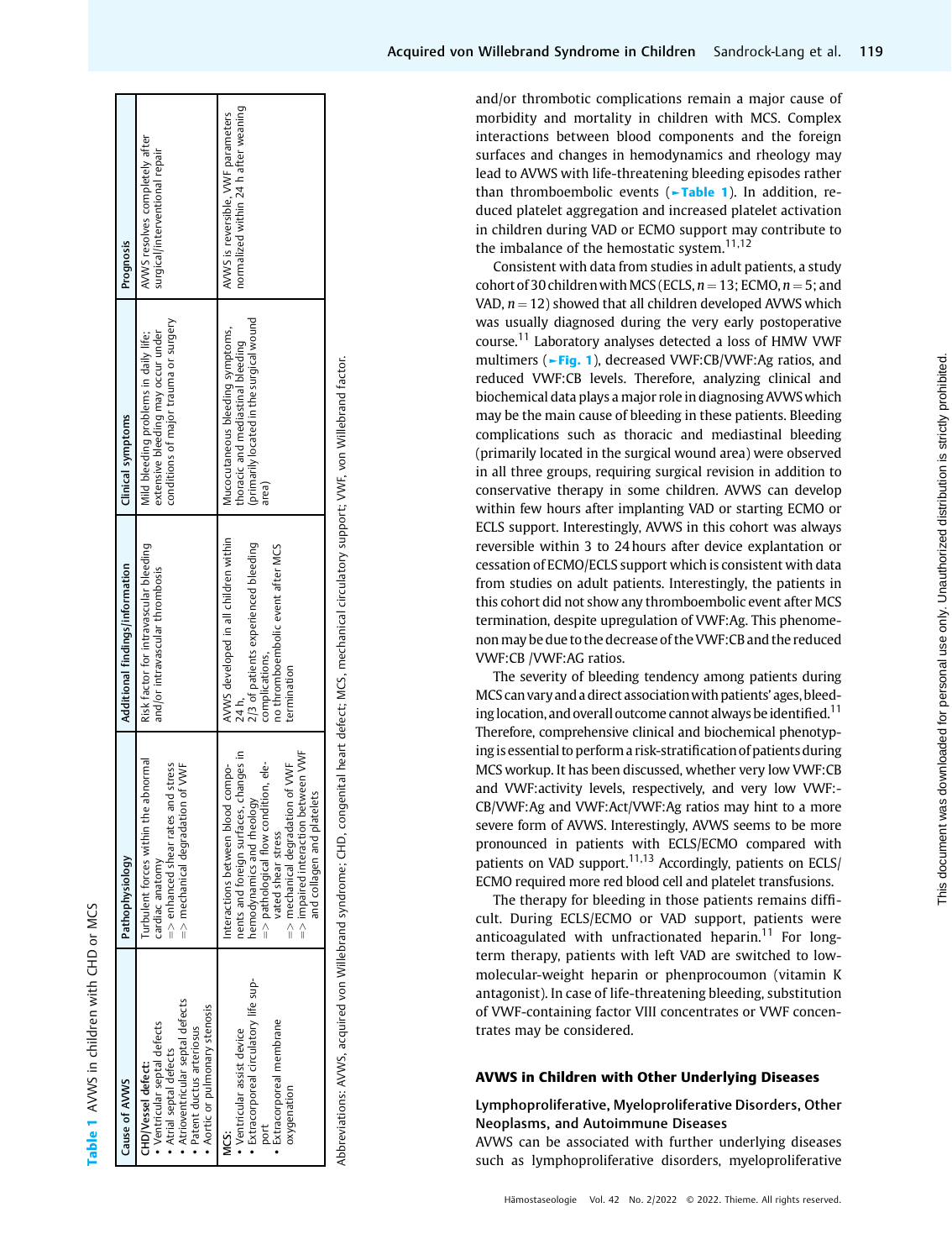**Table 1** AVWS in children with CHD or MCS

| Cause of AVWS | Pathophysiology | Additional findings/information | Clinical symptoms | Prognosis |
|---|---|---|---|---|
| **CHD/Vessel defect:**<br>• Ventricular septal defects<br>• Atrial septal defects<br>• Atrioventricular septal defects<br>• Patent ductus arteriosus<br>• Aortic or pulmonary stenosis | Turbulent forces within the abnormal cardiac anatomy<br>=> enhanced shear rates and stress<br>=> mechanical degradation of VWF | Risk factor for intravascular bleeding and/or intravascular thrombosis | Mild bleeding problems in daily life; extensive bleeding may occur under conditions of major trauma or surgery | AVWS resolves completely after surgical/interventional repair |
| **MCS:**<br>• Ventricular assist device<br>• Extracorporeal circulatory life support<br>• Extracorporeal membrane oxygenation | Interactions between blood components and foreign surfaces, changes in hemodynamics and rheology<br>=> pathological flow condition, elevated shear stress<br>=> mechanical degradation of VWF<br>=> impaired interaction between VWF and collagen and platelets | AVWS developed in all children within 24 h,<br>2/3 of patients experienced bleeding complications,<br>no thromboembolic event after MCS termination | Mucocutaneous bleeding symptoms, thoracic and mediastinal bleeding (primarily located in the surgical wound area) | AVWS is reversible, VWF parameters normalized within 24 h after weaning |

Abbreviations: AVWS, acquired von Willebrand syndrome; CHD, congenital heart defect; MCS, mechanical circulatory support; VWF, von Willebrand factor.

and/or thrombotic complications remain a major cause of morbidity and mortality in children with MCS. Complex interactions between blood components and the foreign surfaces and changes in hemodynamics and rheology may lead to AVWS with life-threatening bleeding episodes rather than thromboembolic events (►Table 1). In addition, reduced platelet aggregation and increased platelet activation in children during VAD or ECMO support may contribute to the imbalance of the hemostatic system.[11,12]

Consistent with data from studies in adult patients, a study cohort of 30 children with MCS (ECLS, $n=13$; ECMO, $n=5$; and VAD, $n=12$) showed that all children developed AVWS which was usually diagnosed during the very early postoperative course.[11] Laboratory analyses detected a loss of HMW VWF multimers (►Fig. 1), decreased VWF:CB/VWF:Ag ratios, and reduced VWF:CB levels. Therefore, analyzing clinical and biochemical data plays a major role in diagnosing AVWS which may be the main cause of bleeding in these patients. Bleeding complications such as thoracic and mediastinal bleeding (primarily located in the surgical wound area) were observed in all three groups, requiring surgical revision in addition to conservative therapy in some children. AVWS can develop within few hours after implanting VAD or starting ECMO or ECLS support. Interestingly, AVWS in this cohort was always reversible within 3 to 24 hours after device explantation or cessation of ECMO/ECLS support which is consistent with data from studies on adult patients. Interestingly, the patients in this cohort did not show any thromboembolic event after MCS termination, despite upregulation of VWF:Ag. This phenomenon may be due to the decrease of the VWF:CB and the reduced VWF:CB /VWF:AG ratios.

The severity of bleeding tendency among patients during MCS can vary and a direct association with patients' ages, bleeding location, and overall outcome cannot always be identified.[11] Therefore, comprehensive clinical and biochemical phenotyping is essential to perform a risk-stratification of patients during MCS workup. It has been discussed, whether very low VWF:CB and VWF:activity levels, respectively, and very low VWF:CB/VWF:Ag and VWF:Act/VWF:Ag ratios may hint to a more severe form of AVWS. Interestingly, AVWS seems to be more pronounced in patients with ECLS/ECMO compared with patients on VAD support.[11,13] Accordingly, patients on ECLS/ECMO required more red blood cell and platelet transfusions.

The therapy for bleeding in those patients remains difficult. During ECLS/ECMO or VAD support, patients were anticoagulated with unfractionated heparin.[11] For long-term therapy, patients with left VAD are switched to low-molecular-weight heparin or phenprocoumon (vitamin K antagonist). In case of life-threatening bleeding, substitution of VWF-containing factor VIII concentrates or VWF concentrates may be considered.

## AVWS in Children with Other Underlying Diseases

### Lymphoproliferative, Myeloproliferative Disorders, Other Neoplasms, and Autoimmune Diseases

AVWS can be associated with further underlying diseases such as lymphoproliferative disorders, myeloproliferative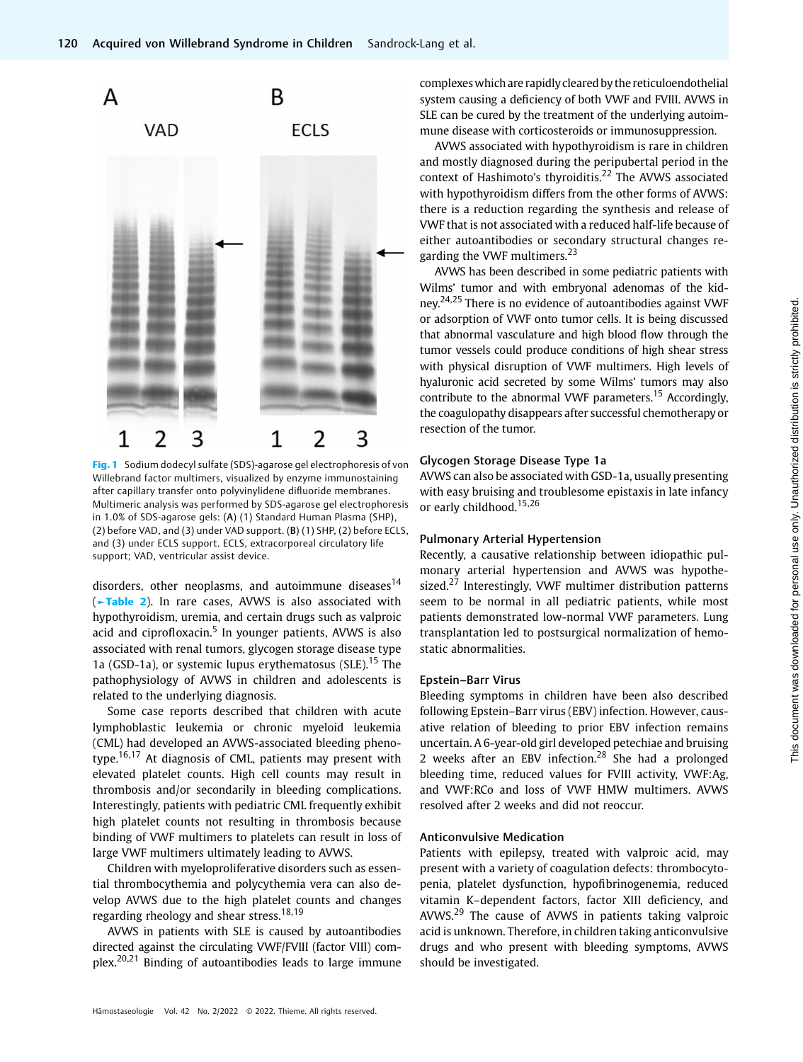Fig. 1 Sodium dodecyl sulfate (SDS)-agarose gel electrophoresis of von Willebrand factor multimers, visualized by enzyme immunostaining after capillary transfer onto polyvinylidene difluoride membranes. Multimeric analysis was performed by SDS-agarose gel electrophoresis in 1.0% of SDS-agarose gels: (A) (1) Standard Human Plasma (SHP), (2) before VAD, and (3) under VAD support. (B) (1) SHP, (2) before ECLS, and (3) under ECLS support. ECLS, extracorporeal circulatory life support; VAD, ventricular assist device.

disorders, other neoplasms, and autoimmune diseases[14] (►Table 2). In rare cases, AVWS is also associated with hypothyroidism, uremia, and certain drugs such as valproic acid and ciprofloxacin.[5] In younger patients, AVWS is also associated with renal tumors, glycogen storage disease type 1a (GSD-1a), or systemic lupus erythematosus (SLE).[15] The pathophysiology of AVWS in children and adolescents is related to the underlying diagnosis.

Some case reports described that children with acute lymphoblastic leukemia or chronic myeloid leukemia (CML) had developed an AVWS-associated bleeding phenotype.[16,17] At diagnosis of CML, patients may present with elevated platelet counts. High cell counts may result in thrombosis and/or secondarily in bleeding complications. Interestingly, patients with pediatric CML frequently exhibit high platelet counts not resulting in thrombosis because binding of VWF multimers to platelets can result in loss of large VWF multimers ultimately leading to AVWS.

Children with myeloproliferative disorders such as essential thrombocythemia and polycythemia vera can also develop AVWS due to the high platelet counts and changes regarding rheology and shear stress.[18,19]

AVWS in patients with SLE is caused by autoantibodies directed against the circulating VWF/FVIII (factor VIII) complex.[20,21] Binding of autoantibodies leads to large immune complexes which are rapidly cleared by the reticuloendothelial system causing a deficiency of both VWF and FVIII. AVWS in SLE can be cured by the treatment of the underlying autoimmune disease with corticosteroids or immunosuppression.

AVWS associated with hypothyroidism is rare in children and mostly diagnosed during the peripubertal period in the context of Hashimoto's thyroiditis.[22] The AVWS associated with hypothyroidism differs from the other forms of AVWS: there is a reduction regarding the synthesis and release of VWF that is not associated with a reduced half-life because of either autoantibodies or secondary structural changes regarding the VWF multimers.[23]

AVWS has been described in some pediatric patients with Wilms' tumor and with embryonal adenomas of the kidney.[24,25] There is no evidence of autoantibodies against VWF or adsorption of VWF onto tumor cells. It is being discussed that abnormal vasculature and high blood flow through the tumor vessels could produce conditions of high shear stress with physical disruption of VWF multimers. High levels of hyaluronic acid secreted by some Wilms' tumors may also contribute to the abnormal VWF parameters.[15] Accordingly, the coagulopathy disappears after successful chemotherapy or resection of the tumor.

### Glycogen Storage Disease Type 1a

AVWS can also be associated with GSD-1a, usually presenting with easy bruising and troublesome epistaxis in late infancy or early childhood.[15,26]

### Pulmonary Arterial Hypertension

Recently, a causative relationship between idiopathic pulmonary arterial hypertension and AVWS was hypothesized.[27] Interestingly, VWF multimer distribution patterns seem to be normal in all pediatric patients, while most patients demonstrated low-normal VWF parameters. Lung transplantation led to postsurgical normalization of hemostatic abnormalities.

### Epstein–Barr Virus

Bleeding symptoms in children have been also described following Epstein–Barr virus (EBV) infection. However, causative relation of bleeding to prior EBV infection remains uncertain. A 6-year-old girl developed petechiae and bruising 2 weeks after an EBV infection.[28] She had a prolonged bleeding time, reduced values for FVIII activity, VWF:Ag, and VWF:RCo and loss of VWF HMW multimers. AVWS resolved after 2 weeks and did not reoccur.

### Anticonvulsive Medication

Patients with epilepsy, treated with valproic acid, may present with a variety of coagulation defects: thrombocytopenia, platelet dysfunction, hypofibrinogenemia, reduced vitamin K–dependent factors, factor XIII deficiency, and AVWS.[29] The cause of AVWS in patients taking valproic acid is unknown. Therefore, in children taking anticonvulsive drugs and who present with bleeding symptoms, AVWS should be investigated.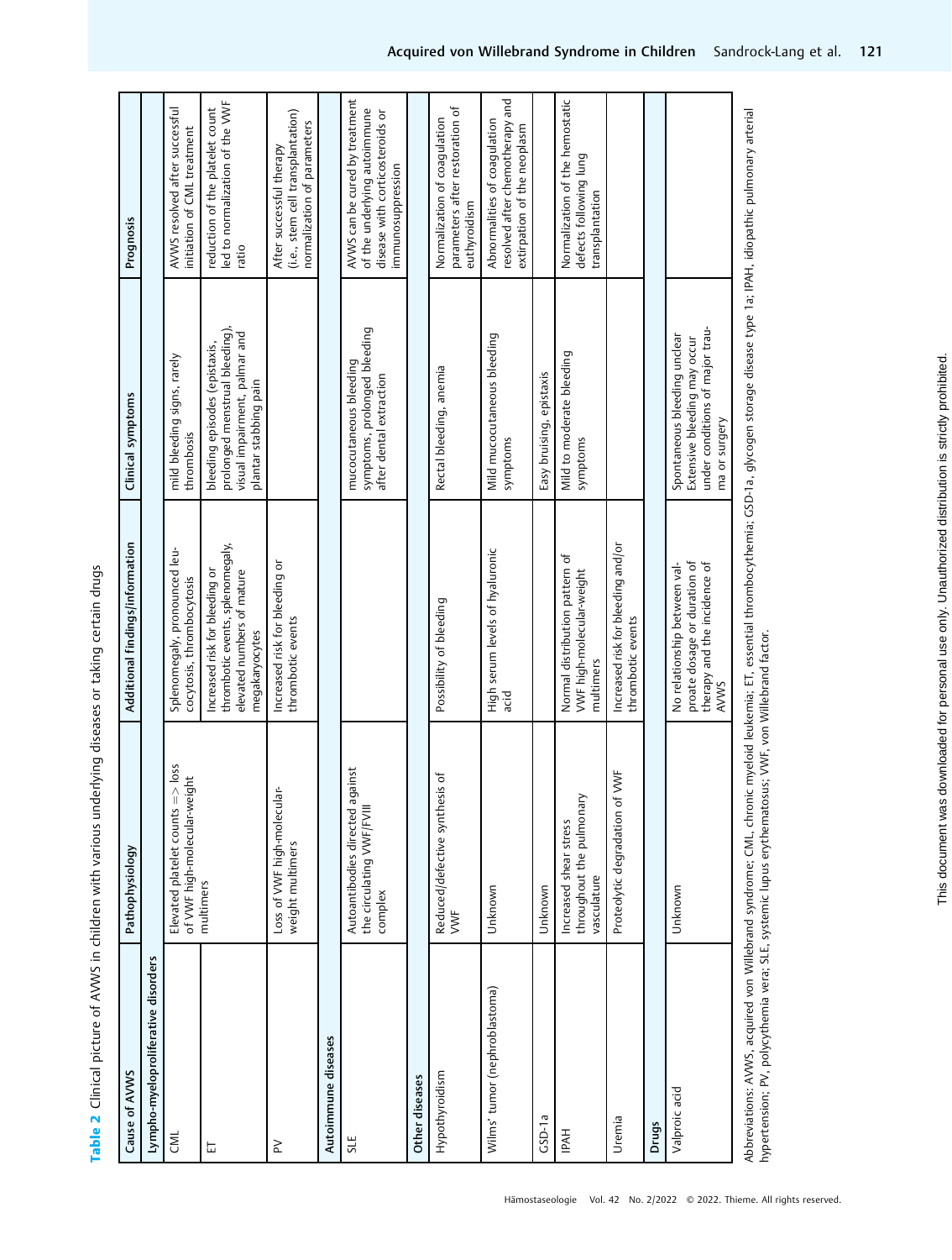**Table 2** Clinical picture of AVWS in children with various underlying diseases or taking certain drugs

| Cause of AVWS | Pathophysiology | Additional findings/information | Clinical symptoms | Prognosis |
|---|---|---|---|---|
| **Lympho-myeloproliferative disorders** | | | | |
| CML | Elevated platelet counts => loss of VWF high-molecular-weight multimers | Splenomegaly, pronounced leucocytosis, thrombocytosis | mild bleeding signs, rarely thrombosis | AVWS resolved after successful initiation of CML treatment |
| ET | | Increased risk for bleeding or thrombotic events, splenomegaly, elevated numbers of mature megakaryocytes | bleeding episodes (epistaxis, prolonged menstrual bleeding), visual impairment, palmar and plantar stabbing pain | reduction of the platelet count led to normalization of the VWF ratio |
| PV | Loss of VWF high-molecular-weight multimers | Increased risk for bleeding or thrombotic events | | After successful therapy (i.e., stem cell transplantation) normalization of parameters |
| **Autoimmune diseases** | | | | |
| SLE | Autoantibodies directed against the circulating VWF/FVIII complex | | mucocutaneous bleeding symptoms, prolonged bleeding after dental extraction | AVWS can be cured by treatment of the underlying autoimmune disease with corticosteroids or immunosuppression |
| **Other diseases** | | | | |
| Hypothyroidism | Reduced/defective synthesis of VWF | Possibility of bleeding | Rectal bleeding, anemia | Normalization of coagulation parameters after restoration of euthyroidism |
| Wilms' tumor (nephroblastoma) | Unknown | High serum levels of hyaluronic acid | Mild mucocutaneous bleeding symptoms | Abnormalities of coagulation resolved after chemotherapy and extirpation of the neoplasm |
| GSD-1a | Unknown | | Easy bruising, epistaxis | |
| IPAH | Increased shear stress throughout the pulmonary vasculature | Normal distribution pattern of VWF high-molecular-weight multimers | Mild to moderate bleeding symptoms | Normalization of the hemostatic defects following lung transplantation |
| Uremia | Proteolytic degradation of VWF | Increased risk for bleeding and/or thrombotic events | | |
| **Drugs** | | | | |
| Valproic acid | Unknown | No relationship between valproate dosage or duration of therapy and the incidence of AVWS | Spontaneous bleeding unclear Extensive bleeding may occur under conditions of major trauma or surgery | |

Abbreviations: AVWS, acquired von Willebrand syndrome; CML, chronic myeloid leukemia; ET, essential thrombocythemia; GSD-1a, glycogen storage disease type 1a; IPAH, idiopathic pulmonary arterial hypertension; PV, polycythemia vera; SLE, systemic lupus erythematosus; VWF, von Willebrand factor.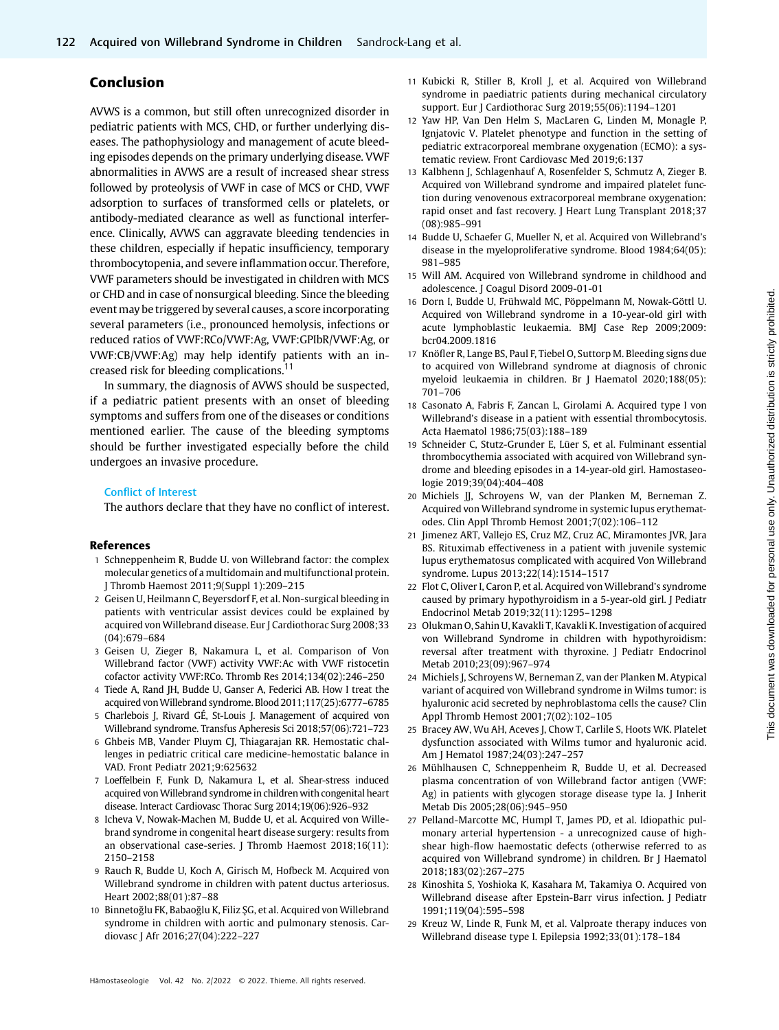## Conclusion

AVWS is a common, but still often unrecognized disorder in pediatric patients with MCS, CHD, or further underlying diseases. The pathophysiology and management of acute bleeding episodes depends on the primary underlying disease. VWF abnormalities in AVWS are a result of increased shear stress followed by proteolysis of VWF in case of MCS or CHD, VWF adsorption to surfaces of transformed cells or platelets, or antibody-mediated clearance as well as functional interference. Clinically, AVWS can aggravate bleeding tendencies in these children, especially if hepatic insufficiency, temporary thrombocytopenia, and severe inflammation occur. Therefore, VWF parameters should be investigated in children with MCS or CHD and in case of nonsurgical bleeding. Since the bleeding event may be triggered by several causes, a score incorporating several parameters (i.e., pronounced hemolysis, infections or reduced ratios of VWF:RCo/VWF:Ag, VWF:GPIbR/VWF:Ag, or VWF:CB/VWF:Ag) may help identify patients with an increased risk for bleeding complications.[11]

In summary, the diagnosis of AVWS should be suspected, if a pediatric patient presents with an onset of bleeding symptoms and suffers from one of the diseases or conditions mentioned earlier. The cause of the bleeding symptoms should be further investigated especially before the child undergoes an invasive procedure.

### Conflict of Interest

The authors declare that they have no conflict of interest.

## References

1. Schneppenheim R, Budde U. von Willebrand factor: the complex molecular genetics of a multidomain and multifunctional protein. J Thromb Haemost 2011;9(Suppl 1):209–215
2. Geisen U, Heilmann C, Beyersdorf F, et al. Non-surgical bleeding in patients with ventricular assist devices could be explained by acquired von Willebrand disease. Eur J Cardiothorac Surg 2008;33 (04):679–684
3. Geisen U, Zieger B, Nakamura L, et al. Comparison of Von Willebrand factor (VWF) activity VWF:Ac with VWF ristocetin cofactor activity VWF:RCo. Thromb Res 2014;134(02):246–250
4. Tiede A, Rand JH, Budde U, Ganser A, Federici AB. How I treat the acquired von Willebrand syndrome. Blood 2011;117(25):6777–6785
5. Charlebois J, Rivard GÉ, St-Louis J. Management of acquired von Willebrand syndrome. Transfus Apheresis Sci 2018;57(06):721–723
6. Ghbeis MB, Vander Pluym CJ, Thiagarajan RR. Hemostatic challenges in pediatric critical care medicine-hemostatic balance in VAD. Front Pediatr 2021;9:625632
7. Loeffelbein F, Funk D, Nakamura L, et al. Shear-stress induced acquired von Willebrand syndrome in children with congenital heart disease. Interact Cardiovasc Thorac Surg 2014;19(06):926–932
8. Icheva V, Nowak-Machen M, Budde U, et al. Acquired von Willebrand syndrome in congenital heart disease surgery: results from an observational case-series. J Thromb Haemost 2018;16(11): 2150–2158
9. Rauch R, Budde U, Koch A, Girisch M, Hofbeck M. Acquired von Willebrand syndrome in children with patent ductus arteriosus. Heart 2002;88(01):87–88
10. Binnetoğlu FK, Babaoğlu K, Filiz ŞG, et al. Acquired von Willebrand syndrome in children with aortic and pulmonary stenosis. Cardiovasc J Afr 2016;27(04):222–227
11. Kubicki R, Stiller B, Kroll J, et al. Acquired von Willebrand syndrome in paediatric patients during mechanical circulatory support. Eur J Cardiothorac Surg 2019;55(06):1194–1201
12. Yaw HP, Van Den Helm S, MacLaren G, Linden M, Monagle P, Ignjatovic V. Platelet phenotype and function in the setting of pediatric extracorporeal membrane oxygenation (ECMO): a systematic review. Front Cardiovasc Med 2019;6:137
13. Kalbhenn J, Schlagenhauf A, Rosenfelder S, Schmutz A, Zieger B. Acquired von Willebrand syndrome and impaired platelet function during venovenous extracorporeal membrane oxygenation: rapid onset and fast recovery. J Heart Lung Transplant 2018;37 (08):985–991
14. Budde U, Schaefer G, Mueller N, et al. Acquired von Willebrand's disease in the myeloproliferative syndrome. Blood 1984;64(05): 981–985
15. Will AM. Acquired von Willebrand syndrome in childhood and adolescence. J Coagul Disord 2009-01-01
16. Dorn I, Budde U, Frühwald MC, Pöppelmann M, Nowak-Göttl U. Acquired von Willebrand syndrome in a 10-year-old girl with acute lymphoblastic leukaemia. BMJ Case Rep 2009;2009: bcr04.2009.1816
17. Knöfler R, Lange BS, Paul F, Tiebel O, Suttorp M. Bleeding signs due to acquired von Willebrand syndrome at diagnosis of chronic myeloid leukaemia in children. Br J Haematol 2020;188(05): 701–706
18. Casonato A, Fabris F, Zancan L, Girolami A. Acquired type I von Willebrand's disease in a patient with essential thrombocytosis. Acta Haematol 1986;75(03):188–189
19. Schneider C, Stutz-Grunder E, Lüer S, et al. Fulminant essential thrombocythemia associated with acquired von Willebrand syndrome and bleeding episodes in a 14-year-old girl. Hamostaseologie 2019;39(04):404–408
20. Michiels JJ, Schroyens W, van der Planken M, Berneman Z. Acquired von Willebrand syndrome in systemic lupus erythematodes. Clin Appl Thromb Hemost 2001;7(02):106–112
21. Jimenez ART, Vallejo ES, Cruz MZ, Cruz AC, Miramontes JVR, Jara BS. Rituximab effectiveness in a patient with juvenile systemic lupus erythematosus complicated with acquired Von Willebrand syndrome. Lupus 2013;22(14):1514–1517
22. Flot C, Oliver I, Caron P, et al. Acquired von Willebrand's syndrome caused by primary hypothyroidism in a 5-year-old girl. J Pediatr Endocrinol Metab 2019;32(11):1295–1298
23. Olukman O, Sahin U, Kavakli T, Kavakli K. Investigation of acquired von Willebrand Syndrome in children with hypothyroidism: reversal after treatment with thyroxine. J Pediatr Endocrinol Metab 2010;23(09):967–974
24. Michiels J, Schroyens W, Berneman Z, van der Planken M. Atypical variant of acquired von Willebrand syndrome in Wilms tumor: is hyaluronic acid secreted by nephroblastoma cells the cause? Clin Appl Thromb Hemost 2001;7(02):102–105
25. Bracey AW, Wu AH, Aceves J, Chow T, Carlile S, Hoots WK. Platelet dysfunction associated with Wilms tumor and hyaluronic acid. Am J Hematol 1987;24(03):247–257
26. Mühlhausen C, Schneppenheim R, Budde U, et al. Decreased plasma concentration of von Willebrand factor antigen (VWF: Ag) in patients with glycogen storage disease type Ia. J Inherit Metab Dis 2005;28(06):945–950
27. Pelland-Marcotte MC, Humpl T, James PD, et al. Idiopathic pulmonary arterial hypertension - a unrecognized cause of high-shear high-flow haemostatic defects (otherwise referred to as acquired von Willebrand syndrome) in children. Br J Haematol 2018;183(02):267–275
28. Kinoshita S, Yoshioka K, Kasahara M, Takamiya O. Acquired von Willebrand disease after Epstein-Barr virus infection. J Pediatr 1991;119(04):595–598
29. Kreuz W, Linde R, Funk M, et al. Valproate therapy induces von Willebrand disease type I. Epilepsia 1992;33(01):178–184